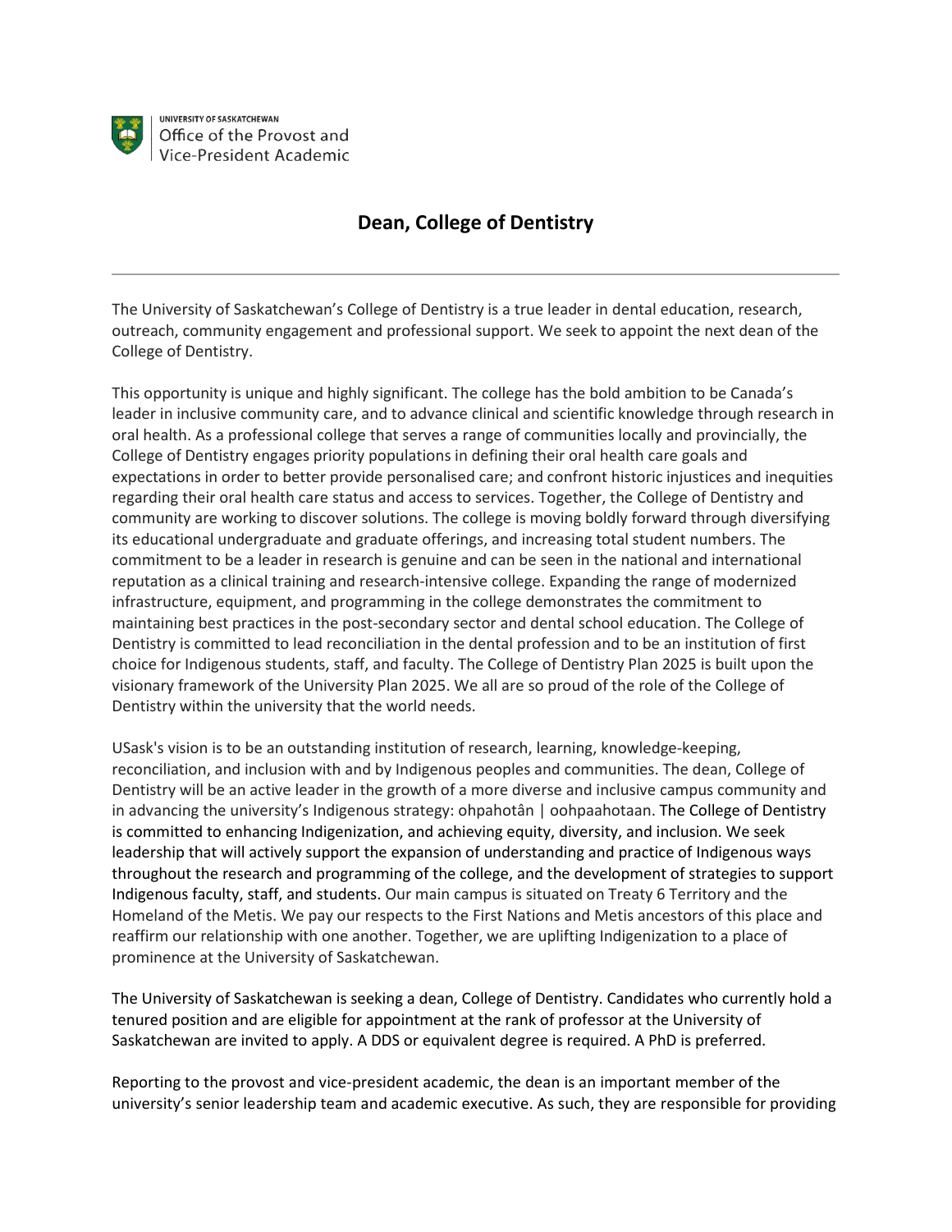UNIVERSITY OF SASKATCHEWAN
Office of the Provost and Vice-President Academic

# Dean, College of Dentistry

---

The University of Saskatchewan's College of Dentistry is a true leader in dental education, research, outreach, community engagement and professional support. We seek to appoint the next dean of the College of Dentistry.

This opportunity is unique and highly significant. The college has the bold ambition to be Canada's leader in inclusive community care, and to advance clinical and scientific knowledge through research in oral health. As a professional college that serves a range of communities locally and provincially, the College of Dentistry engages priority populations in defining their oral health care goals and expectations in order to better provide personalised care; and confront historic injustices and inequities regarding their oral health care status and access to services. Together, the College of Dentistry and community are working to discover solutions. The college is moving boldly forward through diversifying its educational undergraduate and graduate offerings, and increasing total student numbers. The commitment to be a leader in research is genuine and can be seen in the national and international reputation as a clinical training and research-intensive college. Expanding the range of modernized infrastructure, equipment, and programming in the college demonstrates the commitment to maintaining best practices in the post-secondary sector and dental school education. The College of Dentistry is committed to lead reconciliation in the dental profession and to be an institution of first choice for Indigenous students, staff, and faculty. The College of Dentistry Plan 2025 is built upon the visionary framework of the University Plan 2025. We all are so proud of the role of the College of Dentistry within the university that the world needs.

USask's vision is to be an outstanding institution of research, learning, knowledge-keeping, reconciliation, and inclusion with and by Indigenous peoples and communities. The dean, College of Dentistry will be an active leader in the growth of a more diverse and inclusive campus community and in advancing the university's Indigenous strategy: ohpahotân | oohpaahotaan. The College of Dentistry is committed to enhancing Indigenization, and achieving equity, diversity, and inclusion. We seek leadership that will actively support the expansion of understanding and practice of Indigenous ways throughout the research and programming of the college, and the development of strategies to support Indigenous faculty, staff, and students. Our main campus is situated on Treaty 6 Territory and the Homeland of the Metis. We pay our respects to the First Nations and Metis ancestors of this place and reaffirm our relationship with one another. Together, we are uplifting Indigenization to a place of prominence at the University of Saskatchewan.

The University of Saskatchewan is seeking a dean, College of Dentistry. Candidates who currently hold a tenured position and are eligible for appointment at the rank of professor at the University of Saskatchewan are invited to apply. A DDS or equivalent degree is required. A PhD is preferred.

Reporting to the provost and vice-president academic, the dean is an important member of the university's senior leadership team and academic executive. As such, they are responsible for providing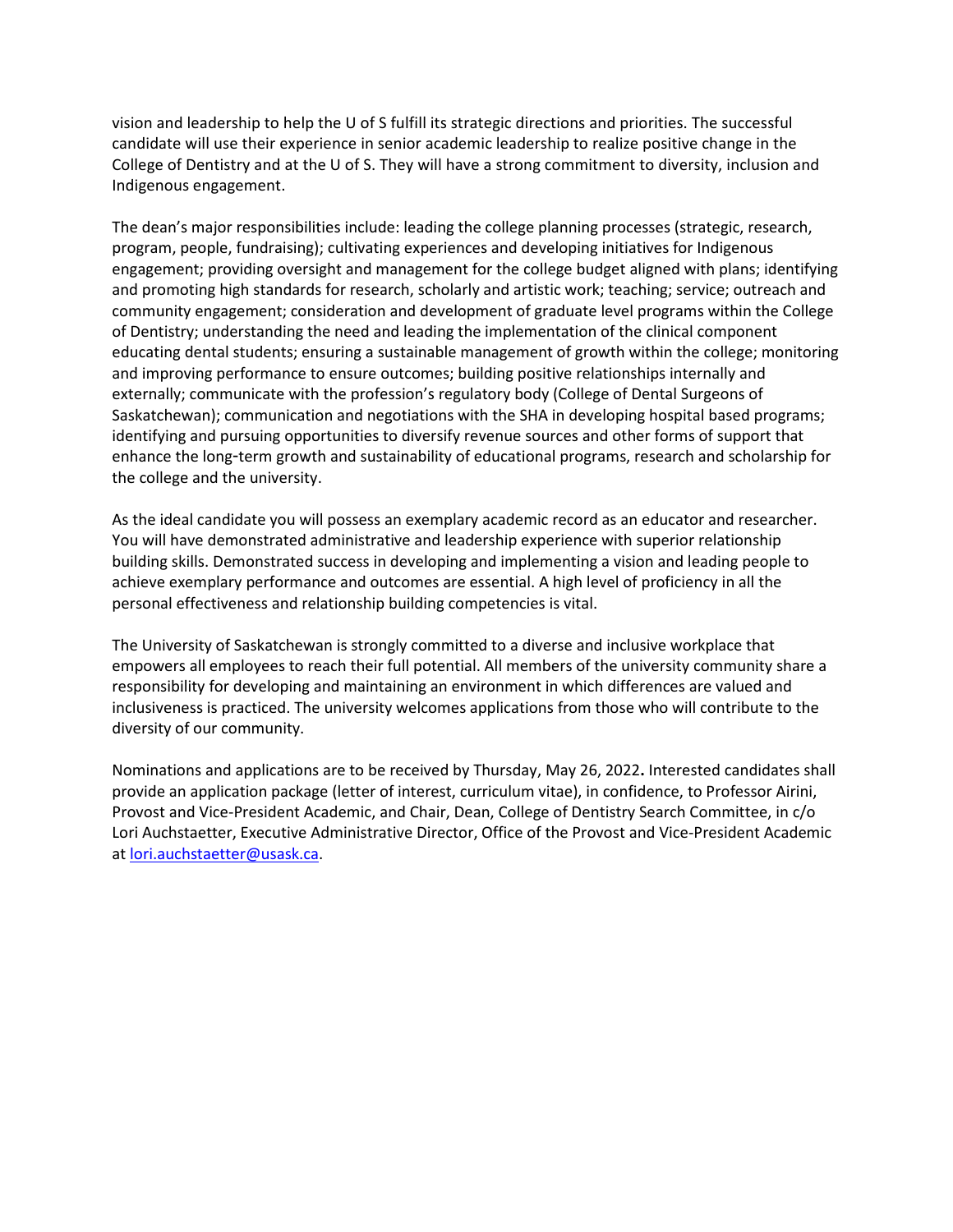vision and leadership to help the U of S fulfill its strategic directions and priorities. The successful candidate will use their experience in senior academic leadership to realize positive change in the College of Dentistry and at the U of S. They will have a strong commitment to diversity, inclusion and Indigenous engagement.

The dean's major responsibilities include: leading the college planning processes (strategic, research, program, people, fundraising); cultivating experiences and developing initiatives for Indigenous engagement; providing oversight and management for the college budget aligned with plans; identifying and promoting high standards for research, scholarly and artistic work; teaching; service; outreach and community engagement; consideration and development of graduate level programs within the College of Dentistry; understanding the need and leading the implementation of the clinical component educating dental students; ensuring a sustainable management of growth within the college; monitoring and improving performance to ensure outcomes; building positive relationships internally and externally; communicate with the profession's regulatory body (College of Dental Surgeons of Saskatchewan); communication and negotiations with the SHA in developing hospital based programs; identifying and pursuing opportunities to diversify revenue sources and other forms of support that enhance the long-term growth and sustainability of educational programs, research and scholarship for the college and the university.

As the ideal candidate you will possess an exemplary academic record as an educator and researcher. You will have demonstrated administrative and leadership experience with superior relationship building skills. Demonstrated success in developing and implementing a vision and leading people to achieve exemplary performance and outcomes are essential. A high level of proficiency in all the personal effectiveness and relationship building competencies is vital.

The University of Saskatchewan is strongly committed to a diverse and inclusive workplace that empowers all employees to reach their full potential. All members of the university community share a responsibility for developing and maintaining an environment in which differences are valued and inclusiveness is practiced. The university welcomes applications from those who will contribute to the diversity of our community.

Nominations and applications are to be received by Thursday, May 26, 2022**.** Interested candidates shall provide an application package (letter of interest, curriculum vitae), in confidence, to Professor Airini, Provost and Vice-President Academic, and Chair, Dean, College of Dentistry Search Committee, in c/o Lori Auchstaetter, Executive Administrative Director, Office of the Provost and Vice-President Academic at lori.auchstaetter@usask.ca.